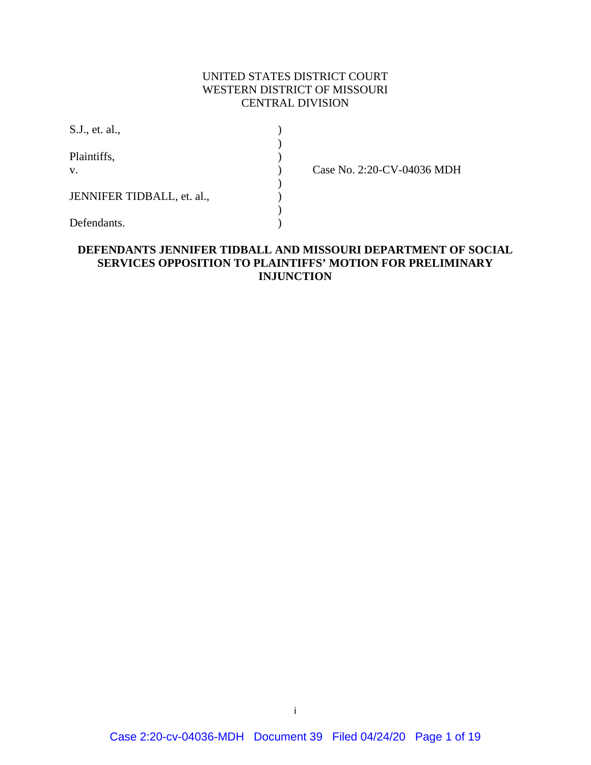UNITED STATES DISTRICT COURT
WESTERN DISTRICT OF MISSOURI
CENTRAL DIVISION

| | | |
|---|---|---|
| S.J., et. al., | ) | |
| | ) | |
| Plaintiffs, | ) | |
| v. | ) | Case No. 2:20-CV-04036 MDH |
| | ) | |
| JENNIFER TIDBALL, et. al., | ) | |
| | ) | |
| Defendants. | ) | |

**DEFENDANTS JENNIFER TIDBALL AND MISSOURI DEPARTMENT OF SOCIAL SERVICES OPPOSITION TO PLAINTIFFS' MOTION FOR PRELIMINARY INJUNCTION**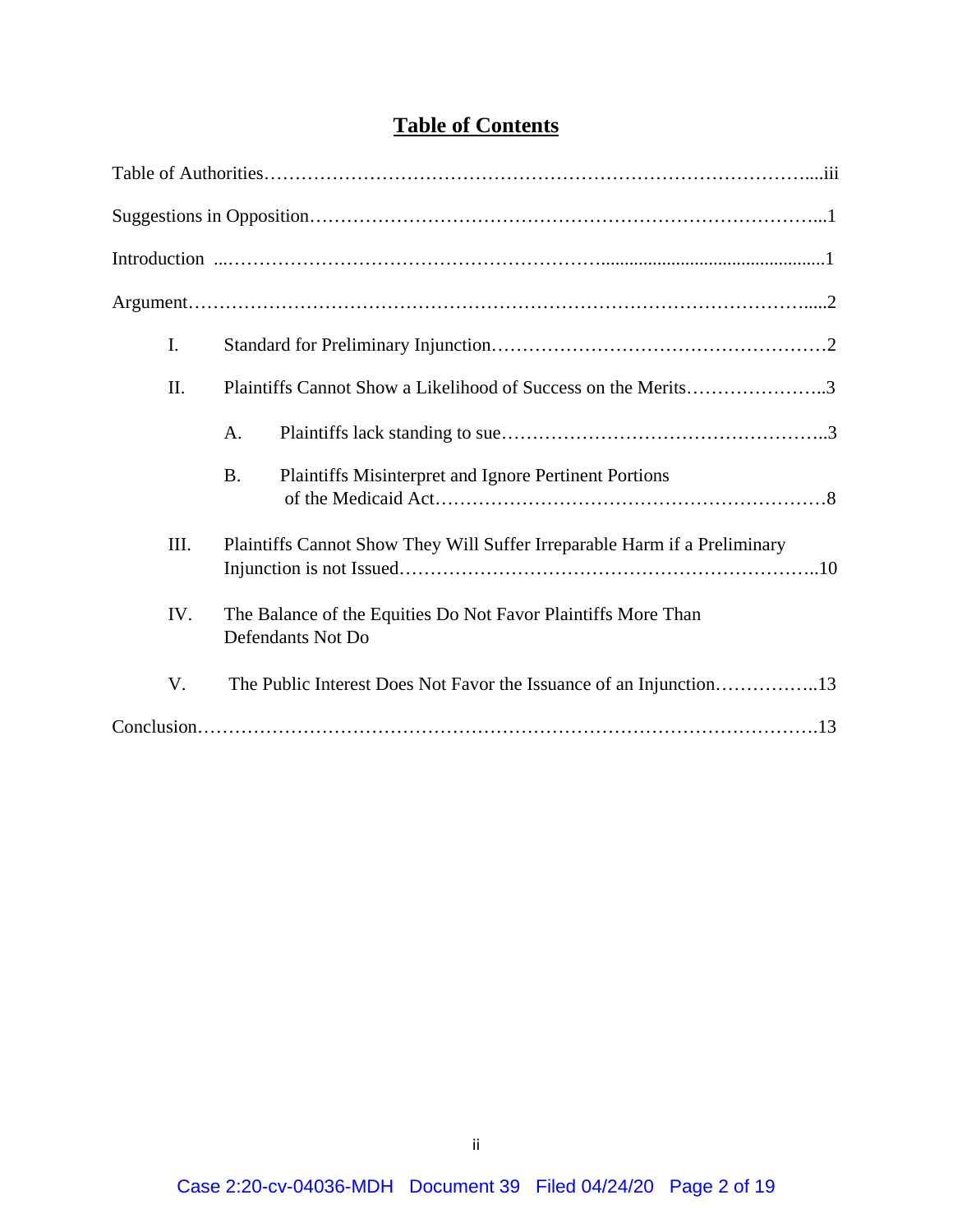# Table of Contents

Table of Authorities……………………………………………………………………….....iii

Suggestions in Opposition……………………………………………………………………...1

Introduction ...…………………………………………………….................................................1

Argument……………………………………………………………………………………….....2

- I. Standard for Preliminary Injunction………………………………………………2
- II. Plaintiffs Cannot Show a Likelihood of Success on the Merits…………………..3
  - A. Plaintiffs lack standing to sue……………………………………….……..3
  - B. Plaintiffs Misinterpret and Ignore Pertinent Portions of the Medicaid Act………………………………………………………8
- III. Plaintiffs Cannot Show They Will Suffer Irreparable Harm if a Preliminary Injunction is not Issued………………………………………………………..10
- IV. The Balance of the Equities Do Not Favor Plaintiffs More Than Defendants Not Do
- V. The Public Interest Does Not Favor the Issuance of an Injunction……………..13

Conclusion……………………………………………………………………….…………….13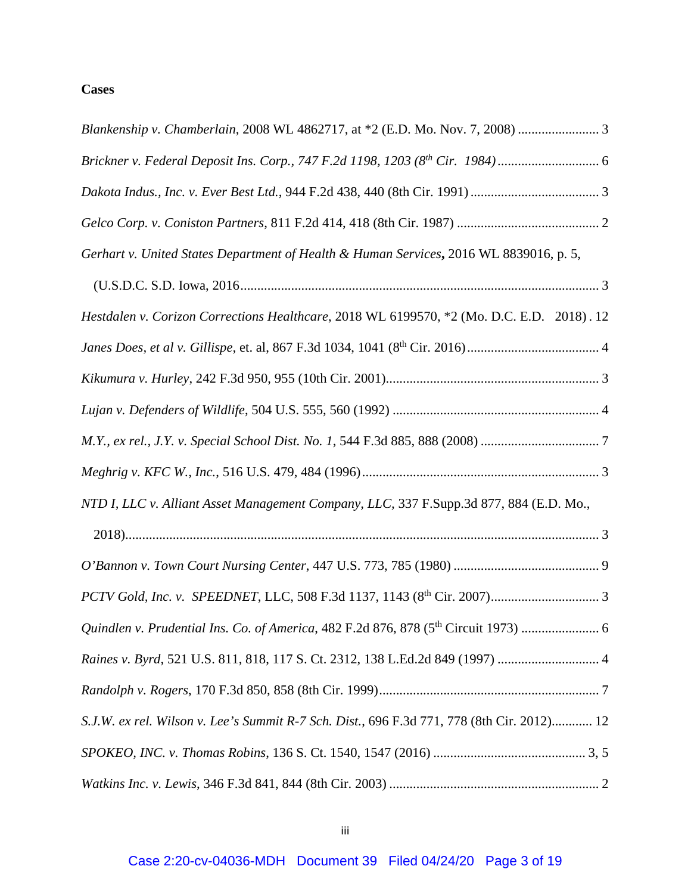**Cases**

*Blankenship v. Chamberlain*, 2008 WL 4862717, at *2 (E.D. Mo. Nov. 7, 2008) ........................ 3

*Brickner v. Federal Deposit Ins. Corp., 747 F.2d 1198, 1203 (8th Cir. 1984)* .............................. 6

*Dakota Indus., Inc. v. Ever Best Ltd.*, 944 F.2d 438, 440 (8th Cir. 1991) ...................................... 3

*Gelco Corp. v. Coniston Partners*, 811 F.2d 414, 418 (8th Cir. 1987) .......................................... 2

*Gerhart v. United States Department of Health & Human Services***,** 2016 WL 8839016, p. 5, (U.S.D.C. S.D. Iowa, 2016.......................................................................................................... 3

*Hestdalen v. Corizon Corrections Healthcare*, 2018 WL 6199570, *2 (Mo. D.C. E.D. 2018) . 12

*Janes Does, et al v. Gillispe*, et. al, 867 F.3d 1034, 1041 (8th Cir. 2016)....................................... 4

*Kikumura v. Hurley*, 242 F.3d 950, 955 (10th Cir. 2001)............................................................... 3

*Lujan v. Defenders of Wildlife*, 504 U.S. 555, 560 (1992) ............................................................. 4

*M.Y., ex rel., J.Y. v. Special School Dist. No. 1*, 544 F.3d 885, 888 (2008) ................................... 7

*Meghrig v. KFC W., Inc.*, 516 U.S. 479, 484 (1996)....................................................................... 3

*NTD I, LLC v. Alliant Asset Management Company, LLC*, 337 F.Supp.3d 877, 884 (E.D. Mo., 2018)........................................................................................................................................... 3

*O'Bannon v. Town Court Nursing Center*, 447 U.S. 773, 785 (1980) ........................................... 9

*PCTV Gold, Inc. v. SPEEDNET*, LLC, 508 F.3d 1137, 1143 (8th Cir. 2007)................................ 3

*Quindlen v. Prudential Ins. Co. of America*, 482 F.2d 876, 878 (5th Circuit 1973) ....................... 6

*Raines v. Byrd*, 521 U.S. 811, 818, 117 S. Ct. 2312, 138 L.Ed.2d 849 (1997) ............................. 4

*Randolph v. Rogers*, 170 F.3d 850, 858 (8th Cir. 1999)................................................................. 7

*S.J.W. ex rel. Wilson v. Lee's Summit R-7 Sch. Dist.*, 696 F.3d 771, 778 (8th Cir. 2012)............ 12

*SPOKEO, INC. v. Thomas Robins*, 136 S. Ct. 1540, 1547 (2016) ............................................ 3, 5

*Watkins Inc. v. Lewis*, 346 F.3d 841, 844 (8th Cir. 2003) .............................................................. 2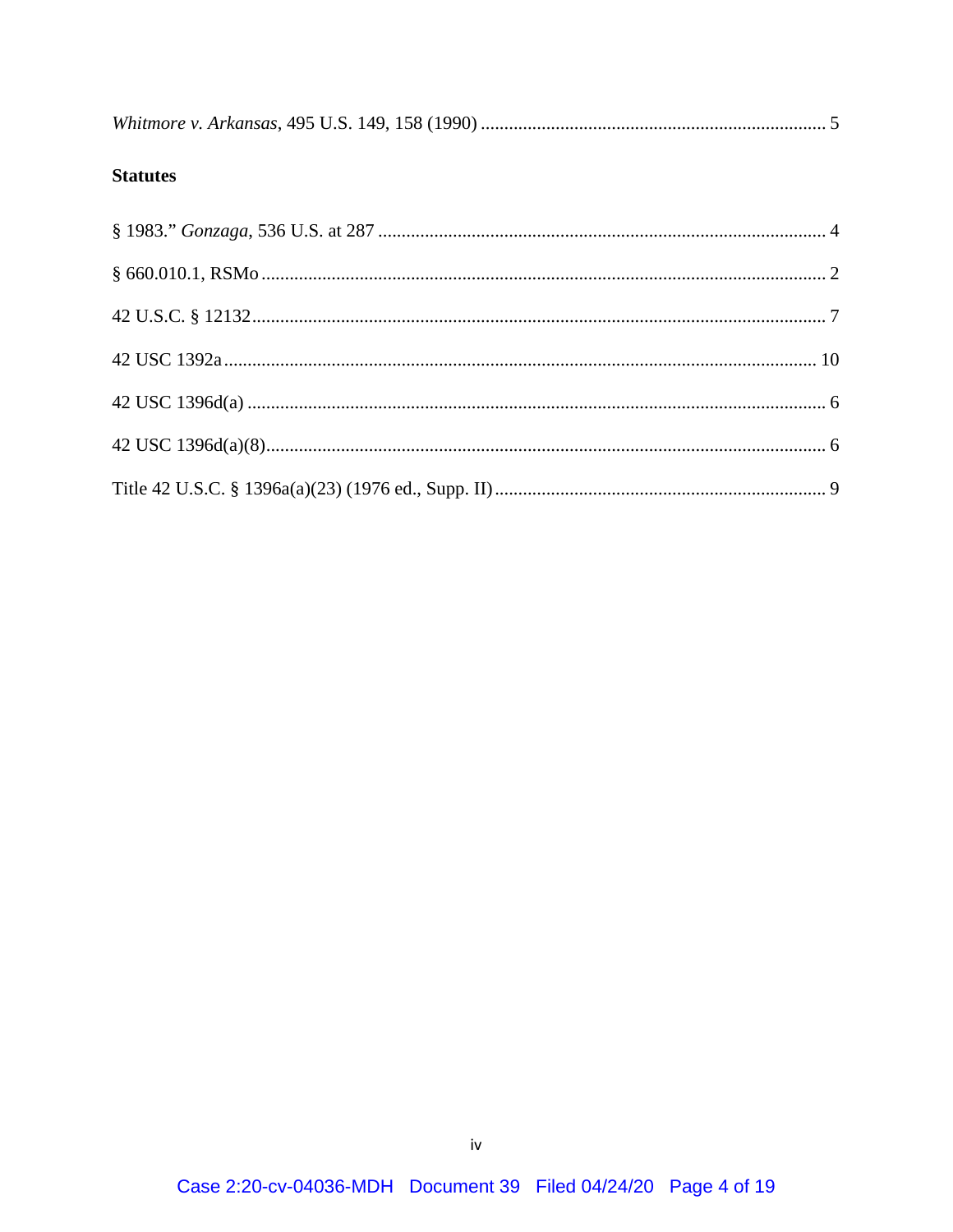*Whitmore v. Arkansas*, 495 U.S. 149, 158 (1990) ........................................................................ 5

**Statutes**

§ 1983." *Gonzaga*, 536 U.S. at 287 ................................................................................................ 4

§ 660.010.1, RSMo ......................................................................................................................... 2

42 U.S.C. § 12132........................................................................................................................... 7

42 USC 1392a ............................................................................................................................... 10

42 USC 1396d(a) ............................................................................................................................ 6

42 USC 1396d(a)(8)........................................................................................................................ 6

Title 42 U.S.C. § 1396a(a)(23) (1976 ed., Supp. II) ....................................................................... 9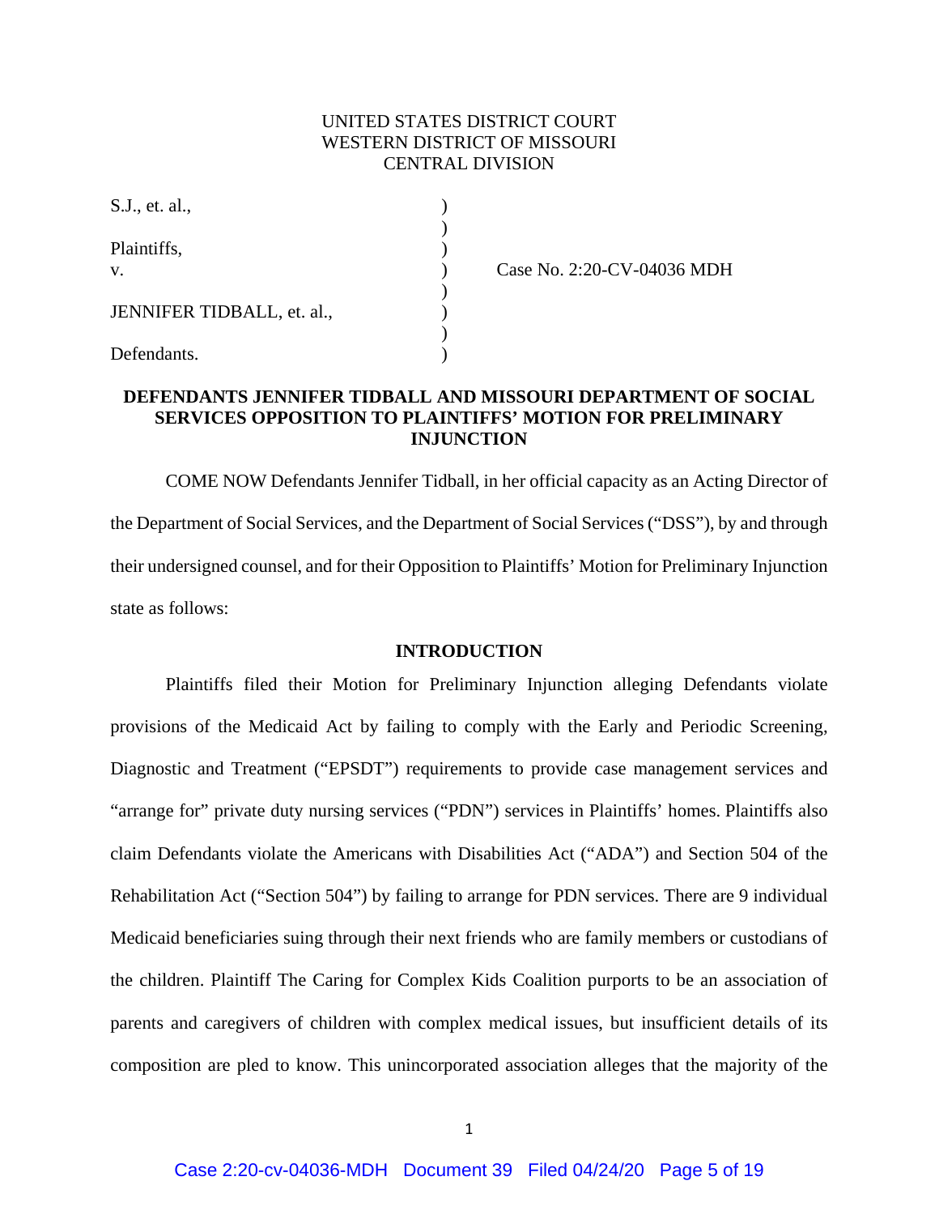UNITED STATES DISTRICT COURT
WESTERN DISTRICT OF MISSOURI
CENTRAL DIVISION

| | | |
|---|---|---|
| S.J., et. al., | ) | |
| | ) | |
| Plaintiffs, | ) | |
| v. | ) | Case No. 2:20-CV-04036 MDH |
| | ) | |
| JENNIFER TIDBALL, et. al., | ) | |
| | ) | |
| Defendants. | ) | |

**DEFENDANTS JENNIFER TIDBALL AND MISSOURI DEPARTMENT OF SOCIAL SERVICES OPPOSITION TO PLAINTIFFS' MOTION FOR PRELIMINARY INJUNCTION**

COME NOW Defendants Jennifer Tidball, in her official capacity as an Acting Director of the Department of Social Services, and the Department of Social Services ("DSS"), by and through their undersigned counsel, and for their Opposition to Plaintiffs' Motion for Preliminary Injunction state as follows:

**INTRODUCTION**

Plaintiffs filed their Motion for Preliminary Injunction alleging Defendants violate provisions of the Medicaid Act by failing to comply with the Early and Periodic Screening, Diagnostic and Treatment ("EPSDT") requirements to provide case management services and "arrange for" private duty nursing services ("PDN") services in Plaintiffs' homes. Plaintiffs also claim Defendants violate the Americans with Disabilities Act ("ADA") and Section 504 of the Rehabilitation Act ("Section 504") by failing to arrange for PDN services. There are 9 individual Medicaid beneficiaries suing through their next friends who are family members or custodians of the children. Plaintiff The Caring for Complex Kids Coalition purports to be an association of parents and caregivers of children with complex medical issues, but insufficient details of its composition are pled to know. This unincorporated association alleges that the majority of the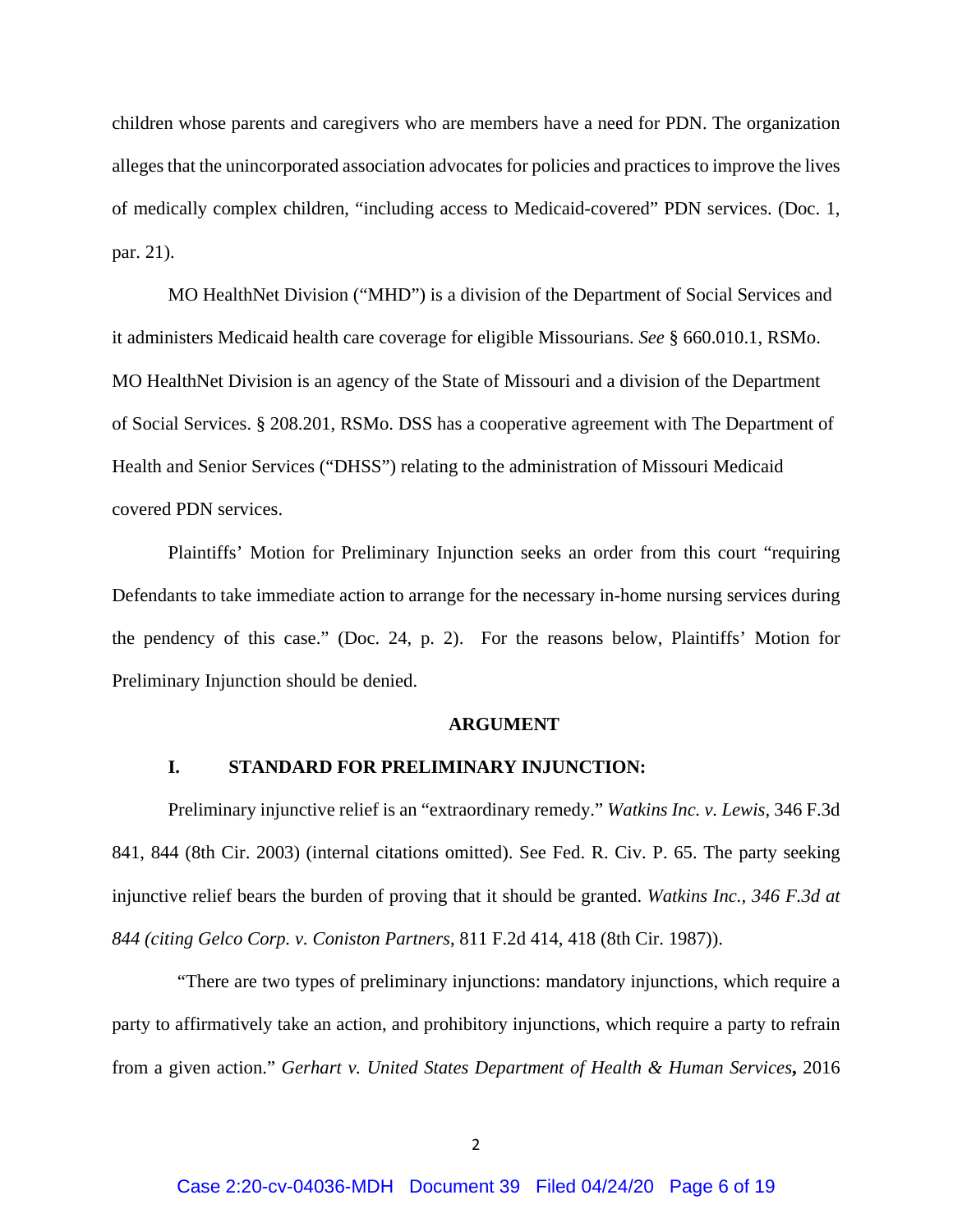children whose parents and caregivers who are members have a need for PDN. The organization alleges that the unincorporated association advocates for policies and practices to improve the lives of medically complex children, "including access to Medicaid-covered" PDN services. (Doc. 1, par. 21).

MO HealthNet Division ("MHD") is a division of the Department of Social Services and it administers Medicaid health care coverage for eligible Missourians. *See* § 660.010.1, RSMo. MO HealthNet Division is an agency of the State of Missouri and a division of the Department of Social Services. § 208.201, RSMo. DSS has a cooperative agreement with The Department of Health and Senior Services ("DHSS") relating to the administration of Missouri Medicaid covered PDN services.

Plaintiffs' Motion for Preliminary Injunction seeks an order from this court "requiring Defendants to take immediate action to arrange for the necessary in-home nursing services during the pendency of this case." (Doc. 24, p. 2). For the reasons below, Plaintiffs' Motion for Preliminary Injunction should be denied.

## ARGUMENT

### I. STANDARD FOR PRELIMINARY INJUNCTION:

Preliminary injunctive relief is an "extraordinary remedy." *Watkins Inc. v. Lewis*, 346 F.3d 841, 844 (8th Cir. 2003) (internal citations omitted). See Fed. R. Civ. P. 65. The party seeking injunctive relief bears the burden of proving that it should be granted. *Watkins Inc., 346 F.3d at 844 (citing Gelco Corp. v. Coniston Partners*, 811 F.2d 414, 418 (8th Cir. 1987)).

"There are two types of preliminary injunctions: mandatory injunctions, which require a party to affirmatively take an action, and prohibitory injunctions, which require a party to refrain from a given action." *Gerhart v. United States Department of Health & Human Services***,** 2016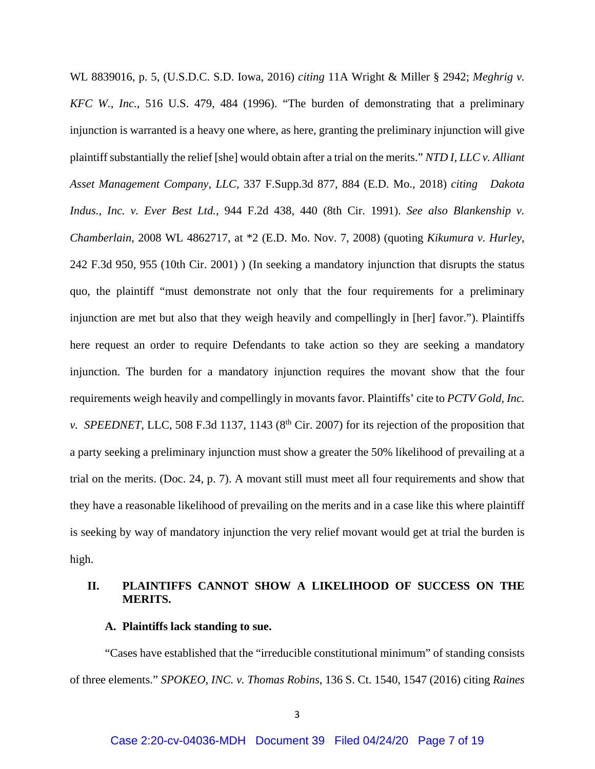WL 8839016, p. 5, (U.S.D.C. S.D. Iowa, 2016) *citing* 11A Wright & Miller § 2942; *Meghrig v. KFC W., Inc.*, 516 U.S. 479, 484 (1996). "The burden of demonstrating that a preliminary injunction is warranted is a heavy one where, as here, granting the preliminary injunction will give plaintiff substantially the relief [she] would obtain after a trial on the merits." *NTD I, LLC v. Alliant Asset Management Company, LLC*, 337 F.Supp.3d 877, 884 (E.D. Mo., 2018) *citing Dakota Indus., Inc. v. Ever Best Ltd.*, 944 F.2d 438, 440 (8th Cir. 1991). *See also Blankenship v. Chamberlain*, 2008 WL 4862717, at *2 (E.D. Mo. Nov. 7, 2008) (quoting *Kikumura v. Hurley*, 242 F.3d 950, 955 (10th Cir. 2001) ) (In seeking a mandatory injunction that disrupts the status quo, the plaintiff "must demonstrate not only that the four requirements for a preliminary injunction are met but also that they weigh heavily and compellingly in [her] favor."). Plaintiffs here request an order to require Defendants to take action so they are seeking a mandatory injunction. The burden for a mandatory injunction requires the movant show that the four requirements weigh heavily and compellingly in movants favor. Plaintiffs' cite to *PCTV Gold, Inc. v. SPEEDNET*, LLC, 508 F.3d 1137, 1143 (8th Cir. 2007) for its rejection of the proposition that a party seeking a preliminary injunction must show a greater the 50% likelihood of prevailing at a trial on the merits. (Doc. 24, p. 7). A movant still must meet all four requirements and show that they have a reasonable likelihood of prevailing on the merits and in a case like this where plaintiff is seeking by way of mandatory injunction the very relief movant would get at trial the burden is high.

## II. PLAINTIFFS CANNOT SHOW A LIKELIHOOD OF SUCCESS ON THE MERITS.

### A. Plaintiffs lack standing to sue.

"Cases have established that the "irreducible constitutional minimum" of standing consists of three elements." *SPOKEO, INC. v. Thomas Robins*, 136 S. Ct. 1540, 1547 (2016) citing *Raines*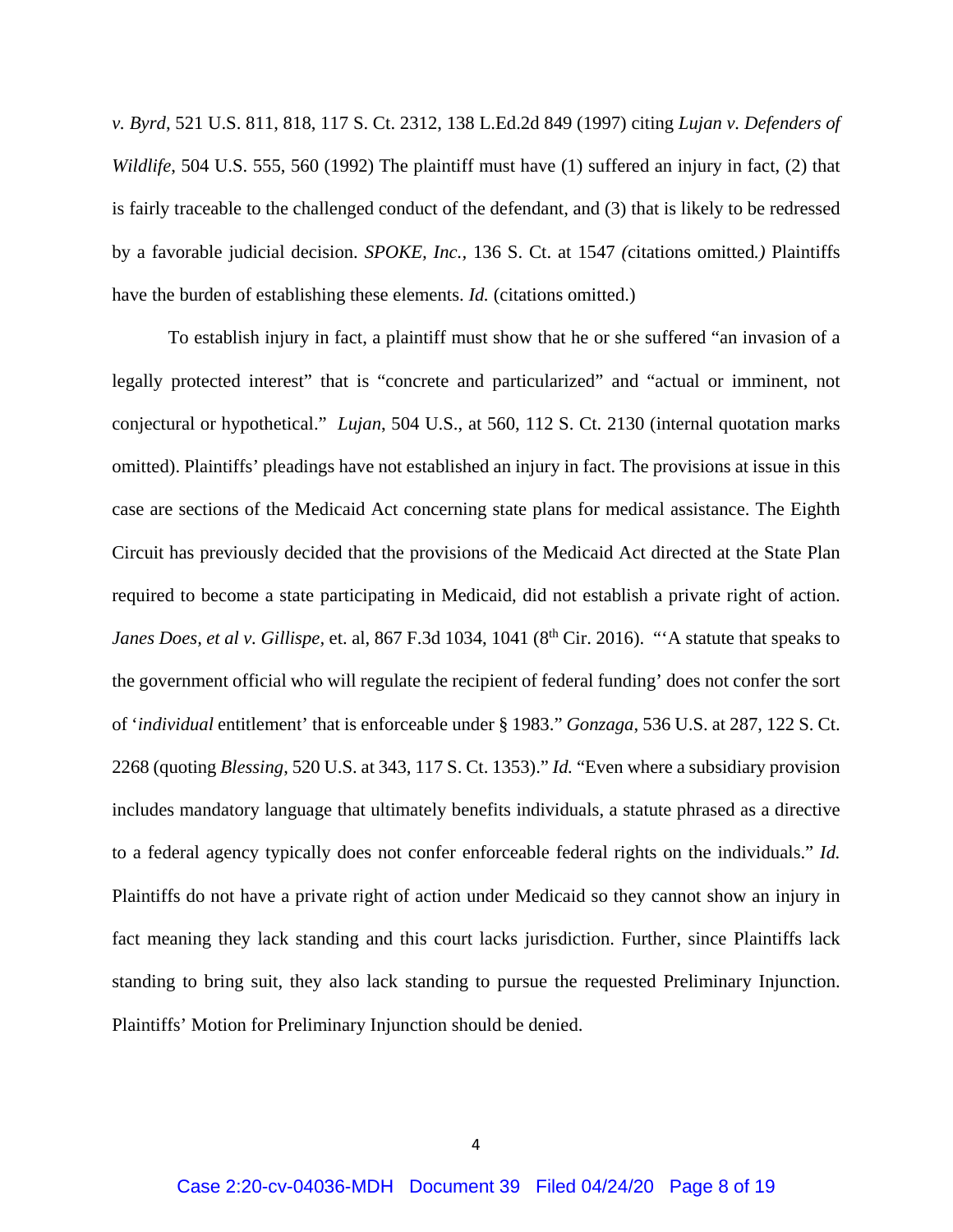*v. Byrd*, 521 U.S. 811, 818, 117 S. Ct. 2312, 138 L.Ed.2d 849 (1997) citing *Lujan v. Defenders of Wildlife*, 504 U.S. 555, 560 (1992) The plaintiff must have (1) suffered an injury in fact, (2) that is fairly traceable to the challenged conduct of the defendant, and (3) that is likely to be redressed by a favorable judicial decision. *SPOKE, Inc.,* 136 S. Ct. at 1547 *(*citations omitted*.)* Plaintiffs have the burden of establishing these elements. *Id.* (citations omitted.)

To establish injury in fact, a plaintiff must show that he or she suffered "an invasion of a legally protected interest" that is "concrete and particularized" and "actual or imminent, not conjectural or hypothetical." *Lujan*, 504 U.S., at 560, 112 S. Ct. 2130 (internal quotation marks omitted). Plaintiffs' pleadings have not established an injury in fact. The provisions at issue in this case are sections of the Medicaid Act concerning state plans for medical assistance. The Eighth Circuit has previously decided that the provisions of the Medicaid Act directed at the State Plan required to become a state participating in Medicaid, did not establish a private right of action. *Janes Does, et al v. Gillispe,* et. al, 867 F.3d 1034, 1041 (8th Cir. 2016). "'A statute that speaks to the government official who will regulate the recipient of federal funding' does not confer the sort of '*individual* entitlement' that is enforceable under § 1983." *Gonzaga*, 536 U.S. at 287, 122 S. Ct. 2268 (quoting *Blessing*, 520 U.S. at 343, 117 S. Ct. 1353)." *Id.* "Even where a subsidiary provision includes mandatory language that ultimately benefits individuals, a statute phrased as a directive to a federal agency typically does not confer enforceable federal rights on the individuals." *Id.* Plaintiffs do not have a private right of action under Medicaid so they cannot show an injury in fact meaning they lack standing and this court lacks jurisdiction. Further, since Plaintiffs lack standing to bring suit, they also lack standing to pursue the requested Preliminary Injunction. Plaintiffs' Motion for Preliminary Injunction should be denied.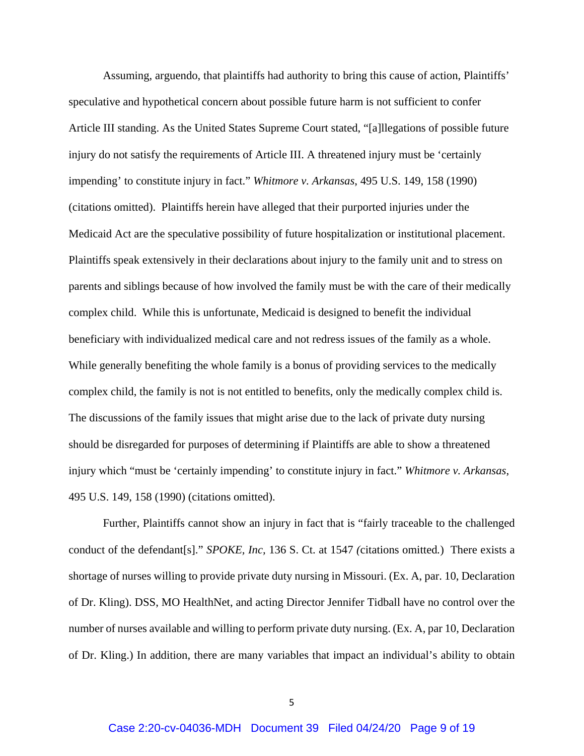Assuming, arguendo, that plaintiffs had authority to bring this cause of action, Plaintiffs' speculative and hypothetical concern about possible future harm is not sufficient to confer Article III standing. As the United States Supreme Court stated, "[a]llegations of possible future injury do not satisfy the requirements of Article III. A threatened injury must be 'certainly impending' to constitute injury in fact." *Whitmore v. Arkansas*, 495 U.S. 149, 158 (1990) (citations omitted). Plaintiffs herein have alleged that their purported injuries under the Medicaid Act are the speculative possibility of future hospitalization or institutional placement. Plaintiffs speak extensively in their declarations about injury to the family unit and to stress on parents and siblings because of how involved the family must be with the care of their medically complex child. While this is unfortunate, Medicaid is designed to benefit the individual beneficiary with individualized medical care and not redress issues of the family as a whole. While generally benefiting the whole family is a bonus of providing services to the medically complex child, the family is not is not entitled to benefits, only the medically complex child is. The discussions of the family issues that might arise due to the lack of private duty nursing should be disregarded for purposes of determining if Plaintiffs are able to show a threatened injury which "must be 'certainly impending' to constitute injury in fact." *Whitmore v. Arkansas*, 495 U.S. 149, 158 (1990) (citations omitted).

Further, Plaintiffs cannot show an injury in fact that is "fairly traceable to the challenged conduct of the defendant[s]." *SPOKE, Inc,* 136 S. Ct. at 1547 *(*citations omitted*.*) There exists a shortage of nurses willing to provide private duty nursing in Missouri. (Ex. A, par. 10, Declaration of Dr. Kling). DSS, MO HealthNet, and acting Director Jennifer Tidball have no control over the number of nurses available and willing to perform private duty nursing. (Ex. A, par 10, Declaration of Dr. Kling.) In addition, there are many variables that impact an individual's ability to obtain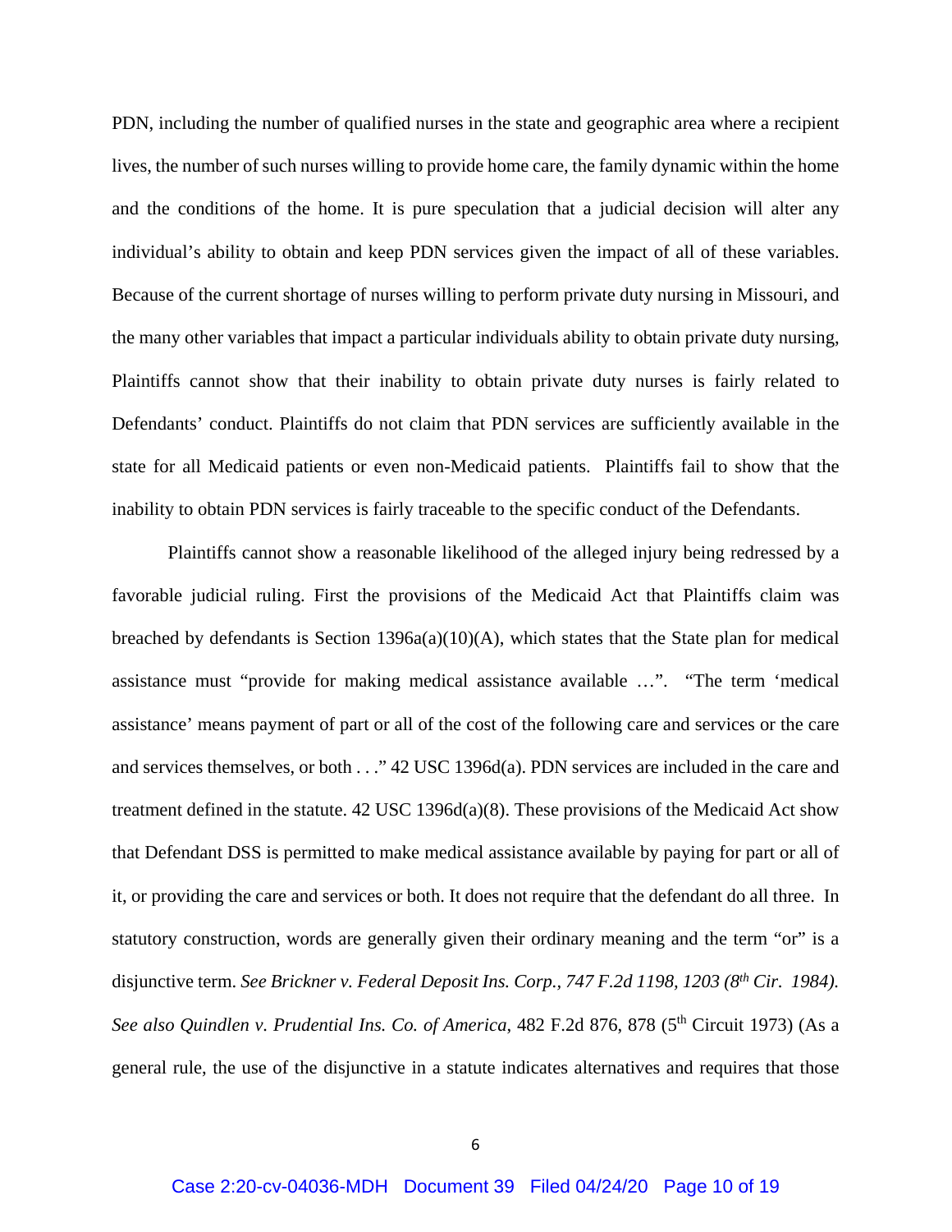PDN, including the number of qualified nurses in the state and geographic area where a recipient lives, the number of such nurses willing to provide home care, the family dynamic within the home and the conditions of the home. It is pure speculation that a judicial decision will alter any individual's ability to obtain and keep PDN services given the impact of all of these variables. Because of the current shortage of nurses willing to perform private duty nursing in Missouri, and the many other variables that impact a particular individuals ability to obtain private duty nursing, Plaintiffs cannot show that their inability to obtain private duty nurses is fairly related to Defendants' conduct. Plaintiffs do not claim that PDN services are sufficiently available in the state for all Medicaid patients or even non-Medicaid patients. Plaintiffs fail to show that the inability to obtain PDN services is fairly traceable to the specific conduct of the Defendants.

Plaintiffs cannot show a reasonable likelihood of the alleged injury being redressed by a favorable judicial ruling. First the provisions of the Medicaid Act that Plaintiffs claim was breached by defendants is Section 1396a(a)(10)(A), which states that the State plan for medical assistance must "provide for making medical assistance available …". "The term 'medical assistance' means payment of part or all of the cost of the following care and services or the care and services themselves, or both . . ." 42 USC 1396d(a). PDN services are included in the care and treatment defined in the statute. 42 USC 1396d(a)(8). These provisions of the Medicaid Act show that Defendant DSS is permitted to make medical assistance available by paying for part or all of it, or providing the care and services or both. It does not require that the defendant do all three. In statutory construction, words are generally given their ordinary meaning and the term "or" is a disjunctive term. *See Brickner v. Federal Deposit Ins. Corp., 747 F.2d 1198, 1203 (8th Cir. 1984). See also Quindlen v. Prudential Ins. Co. of America*, 482 F.2d 876, 878 (5th Circuit 1973) (As a general rule, the use of the disjunctive in a statute indicates alternatives and requires that those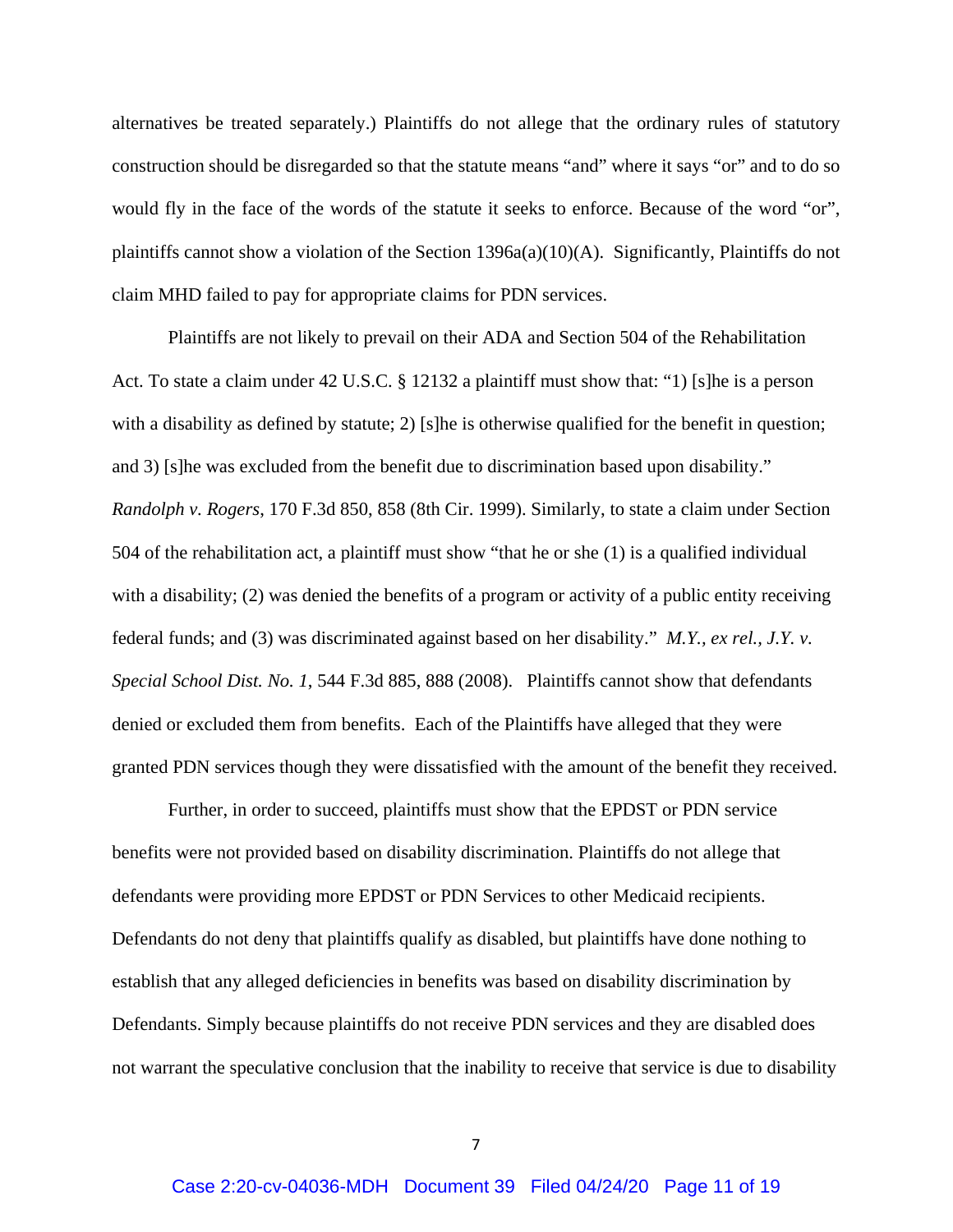alternatives be treated separately.) Plaintiffs do not allege that the ordinary rules of statutory construction should be disregarded so that the statute means "and" where it says "or" and to do so would fly in the face of the words of the statute it seeks to enforce. Because of the word "or", plaintiffs cannot show a violation of the Section 1396a(a)(10)(A). Significantly, Plaintiffs do not claim MHD failed to pay for appropriate claims for PDN services.

Plaintiffs are not likely to prevail on their ADA and Section 504 of the Rehabilitation Act. To state a claim under 42 U.S.C. § 12132 a plaintiff must show that: "1) [s]he is a person with a disability as defined by statute; 2) [s]he is otherwise qualified for the benefit in question; and 3) [s]he was excluded from the benefit due to discrimination based upon disability." *Randolph v. Rogers*, 170 F.3d 850, 858 (8th Cir. 1999). Similarly, to state a claim under Section 504 of the rehabilitation act, a plaintiff must show "that he or she (1) is a qualified individual with a disability; (2) was denied the benefits of a program or activity of a public entity receiving federal funds; and (3) was discriminated against based on her disability." *M.Y., ex rel., J.Y. v. Special School Dist. No. 1*, 544 F.3d 885, 888 (2008). Plaintiffs cannot show that defendants denied or excluded them from benefits. Each of the Plaintiffs have alleged that they were granted PDN services though they were dissatisfied with the amount of the benefit they received.

Further, in order to succeed, plaintiffs must show that the EPDST or PDN service benefits were not provided based on disability discrimination. Plaintiffs do not allege that defendants were providing more EPDST or PDN Services to other Medicaid recipients. Defendants do not deny that plaintiffs qualify as disabled, but plaintiffs have done nothing to establish that any alleged deficiencies in benefits was based on disability discrimination by Defendants. Simply because plaintiffs do not receive PDN services and they are disabled does not warrant the speculative conclusion that the inability to receive that service is due to disability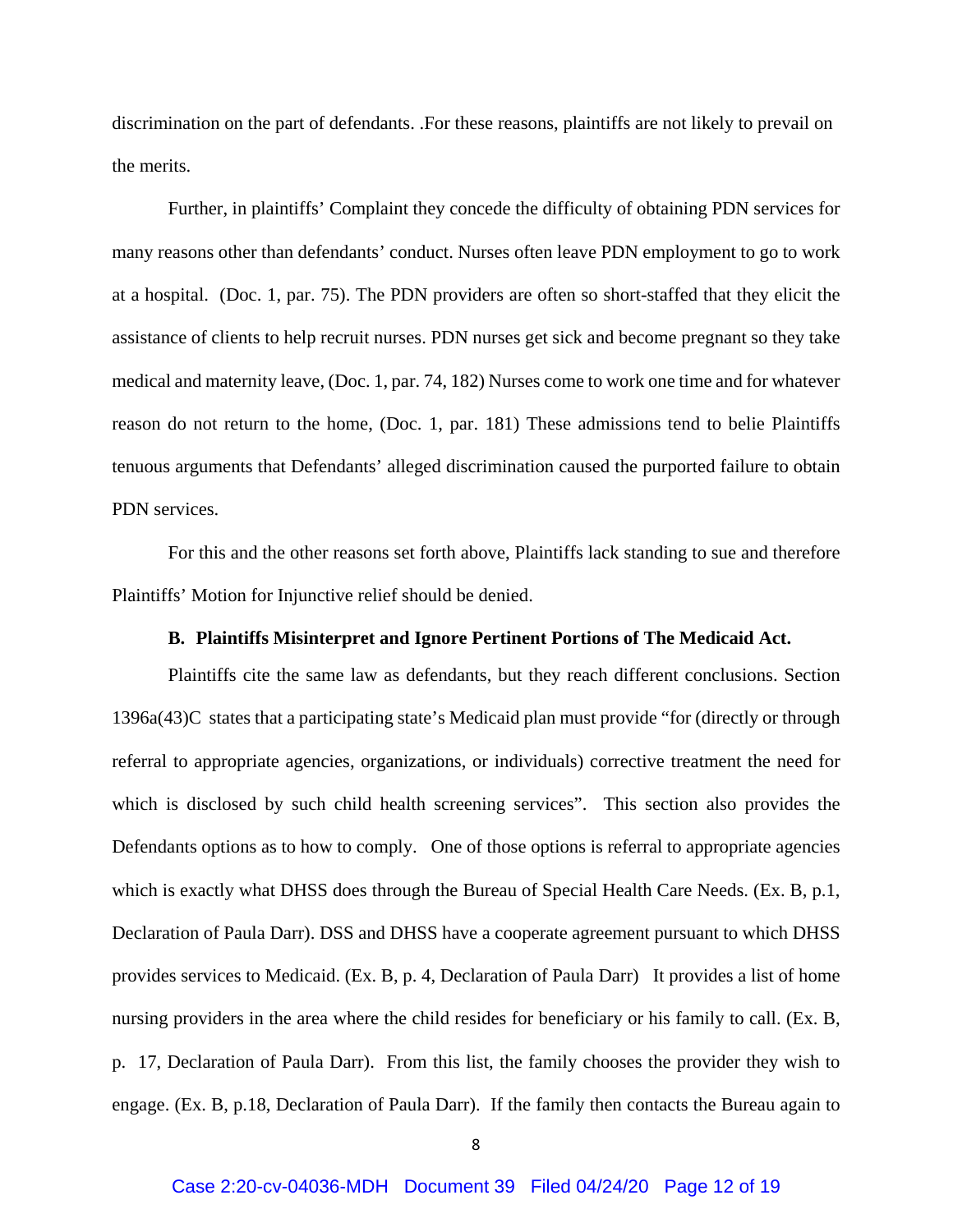discrimination on the part of defendants. .For these reasons, plaintiffs are not likely to prevail on the merits.

Further, in plaintiffs' Complaint they concede the difficulty of obtaining PDN services for many reasons other than defendants' conduct. Nurses often leave PDN employment to go to work at a hospital. (Doc. 1, par. 75). The PDN providers are often so short-staffed that they elicit the assistance of clients to help recruit nurses. PDN nurses get sick and become pregnant so they take medical and maternity leave, (Doc. 1, par. 74, 182) Nurses come to work one time and for whatever reason do not return to the home, (Doc. 1, par. 181) These admissions tend to belie Plaintiffs tenuous arguments that Defendants' alleged discrimination caused the purported failure to obtain PDN services.

For this and the other reasons set forth above, Plaintiffs lack standing to sue and therefore Plaintiffs' Motion for Injunctive relief should be denied.

**B. Plaintiffs Misinterpret and Ignore Pertinent Portions of The Medicaid Act.**

Plaintiffs cite the same law as defendants, but they reach different conclusions. Section 1396a(43)C states that a participating state's Medicaid plan must provide "for (directly or through referral to appropriate agencies, organizations, or individuals) corrective treatment the need for which is disclosed by such child health screening services". This section also provides the Defendants options as to how to comply. One of those options is referral to appropriate agencies which is exactly what DHSS does through the Bureau of Special Health Care Needs. (Ex. B, p.1, Declaration of Paula Darr). DSS and DHSS have a cooperate agreement pursuant to which DHSS provides services to Medicaid. (Ex. B, p. 4, Declaration of Paula Darr) It provides a list of home nursing providers in the area where the child resides for beneficiary or his family to call. (Ex. B, p. 17, Declaration of Paula Darr). From this list, the family chooses the provider they wish to engage. (Ex. B, p.18, Declaration of Paula Darr). If the family then contacts the Bureau again to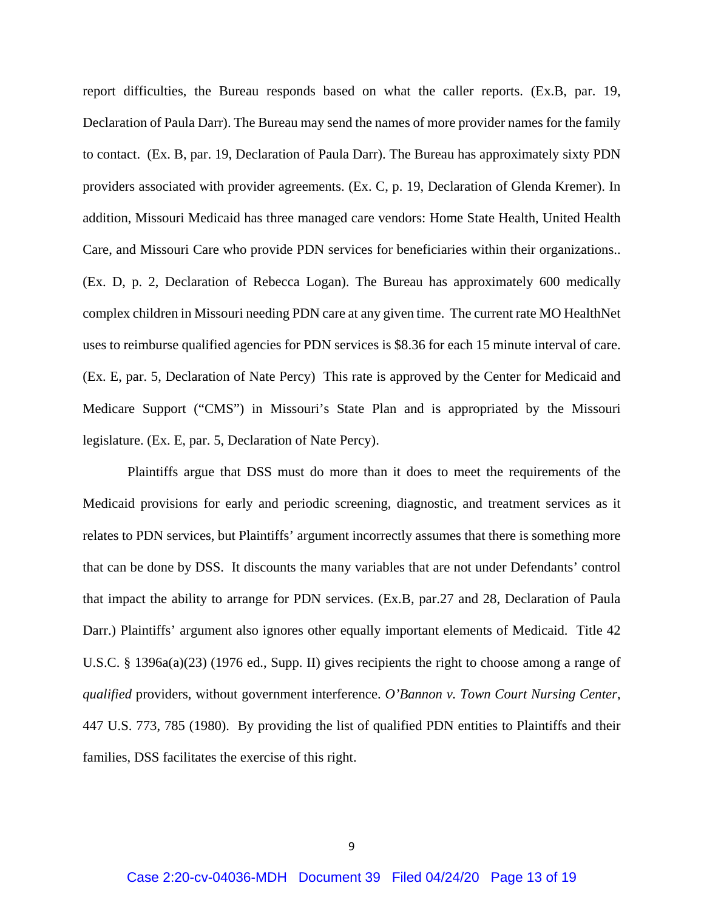report difficulties, the Bureau responds based on what the caller reports. (Ex.B, par. 19, Declaration of Paula Darr). The Bureau may send the names of more provider names for the family to contact. (Ex. B, par. 19, Declaration of Paula Darr). The Bureau has approximately sixty PDN providers associated with provider agreements. (Ex. C, p. 19, Declaration of Glenda Kremer). In addition, Missouri Medicaid has three managed care vendors: Home State Health, United Health Care, and Missouri Care who provide PDN services for beneficiaries within their organizations.. (Ex. D, p. 2, Declaration of Rebecca Logan). The Bureau has approximately 600 medically complex children in Missouri needing PDN care at any given time. The current rate MO HealthNet uses to reimburse qualified agencies for PDN services is $8.36 for each 15 minute interval of care. (Ex. E, par. 5, Declaration of Nate Percy) This rate is approved by the Center for Medicaid and Medicare Support ("CMS") in Missouri's State Plan and is appropriated by the Missouri legislature. (Ex. E, par. 5, Declaration of Nate Percy).

Plaintiffs argue that DSS must do more than it does to meet the requirements of the Medicaid provisions for early and periodic screening, diagnostic, and treatment services as it relates to PDN services, but Plaintiffs' argument incorrectly assumes that there is something more that can be done by DSS. It discounts the many variables that are not under Defendants' control that impact the ability to arrange for PDN services. (Ex.B, par.27 and 28, Declaration of Paula Darr.) Plaintiffs' argument also ignores other equally important elements of Medicaid. Title 42 U.S.C. § 1396a(a)(23) (1976 ed., Supp. II) gives recipients the right to choose among a range of *qualified* providers, without government interference. *O'Bannon v. Town Court Nursing Center*, 447 U.S. 773, 785 (1980). By providing the list of qualified PDN entities to Plaintiffs and their families, DSS facilitates the exercise of this right.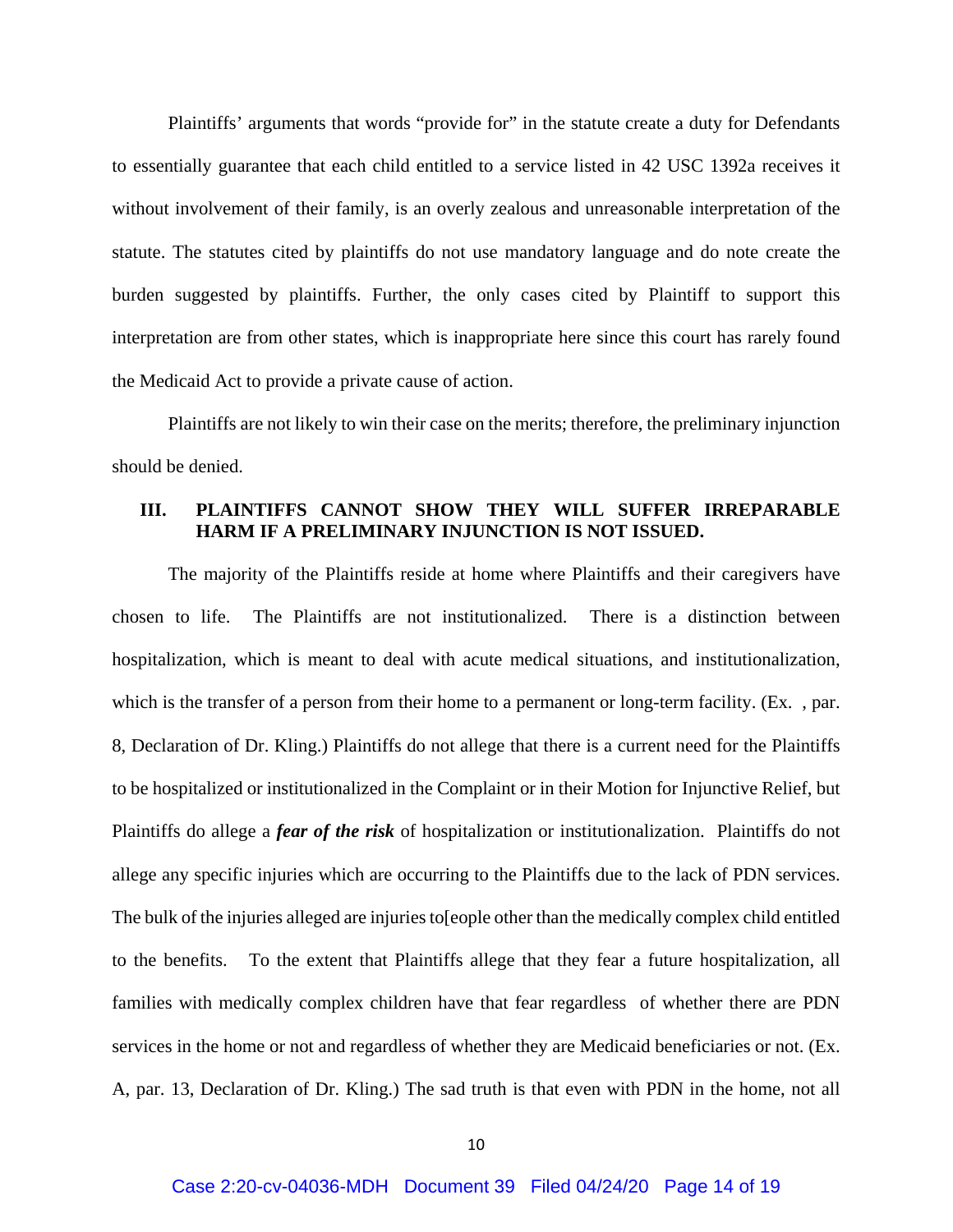Plaintiffs' arguments that words "provide for" in the statute create a duty for Defendants to essentially guarantee that each child entitled to a service listed in 42 USC 1392a receives it without involvement of their family, is an overly zealous and unreasonable interpretation of the statute. The statutes cited by plaintiffs do not use mandatory language and do note create the burden suggested by plaintiffs. Further, the only cases cited by Plaintiff to support this interpretation are from other states, which is inappropriate here since this court has rarely found the Medicaid Act to provide a private cause of action.

Plaintiffs are not likely to win their case on the merits; therefore, the preliminary injunction should be denied.

## III. PLAINTIFFS CANNOT SHOW THEY WILL SUFFER IRREPARABLE HARM IF A PRELIMINARY INJUNCTION IS NOT ISSUED.

The majority of the Plaintiffs reside at home where Plaintiffs and their caregivers have chosen to life. The Plaintiffs are not institutionalized. There is a distinction between hospitalization, which is meant to deal with acute medical situations, and institutionalization, which is the transfer of a person from their home to a permanent or long-term facility. (Ex. , par. 8, Declaration of Dr. Kling.) Plaintiffs do not allege that there is a current need for the Plaintiffs to be hospitalized or institutionalized in the Complaint or in their Motion for Injunctive Relief, but Plaintiffs do allege a ***fear of the risk*** of hospitalization or institutionalization. Plaintiffs do not allege any specific injuries which are occurring to the Plaintiffs due to the lack of PDN services. The bulk of the injuries alleged are injuries to[eople other than the medically complex child entitled to the benefits. To the extent that Plaintiffs allege that they fear a future hospitalization, all families with medically complex children have that fear regardless of whether there are PDN services in the home or not and regardless of whether they are Medicaid beneficiaries or not. (Ex. A, par. 13, Declaration of Dr. Kling.) The sad truth is that even with PDN in the home, not all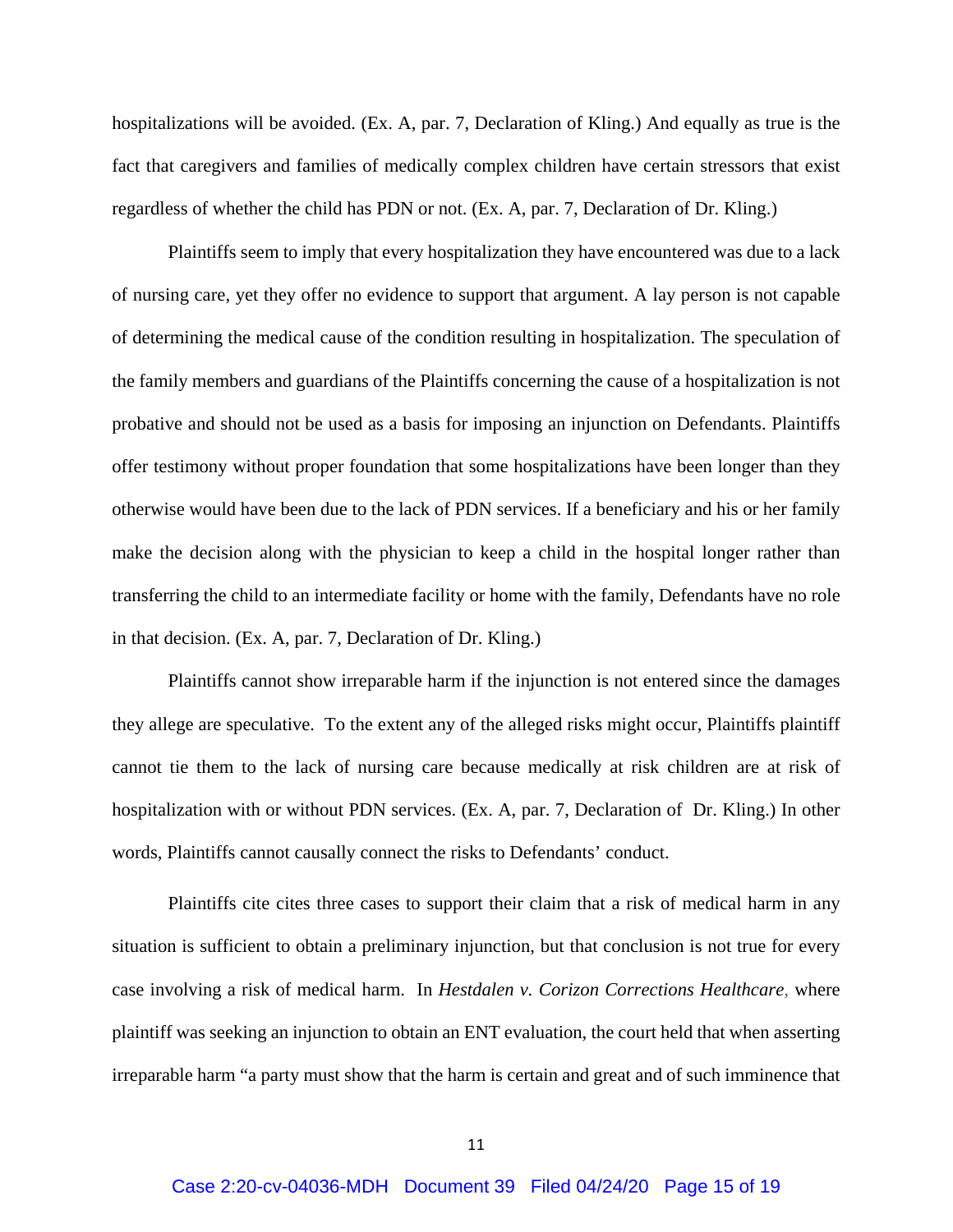hospitalizations will be avoided. (Ex. A, par. 7, Declaration of Kling.) And equally as true is the fact that caregivers and families of medically complex children have certain stressors that exist regardless of whether the child has PDN or not. (Ex. A, par. 7, Declaration of Dr. Kling.)

Plaintiffs seem to imply that every hospitalization they have encountered was due to a lack of nursing care, yet they offer no evidence to support that argument. A lay person is not capable of determining the medical cause of the condition resulting in hospitalization. The speculation of the family members and guardians of the Plaintiffs concerning the cause of a hospitalization is not probative and should not be used as a basis for imposing an injunction on Defendants. Plaintiffs offer testimony without proper foundation that some hospitalizations have been longer than they otherwise would have been due to the lack of PDN services. If a beneficiary and his or her family make the decision along with the physician to keep a child in the hospital longer rather than transferring the child to an intermediate facility or home with the family, Defendants have no role in that decision. (Ex. A, par. 7, Declaration of Dr. Kling.)

Plaintiffs cannot show irreparable harm if the injunction is not entered since the damages they allege are speculative. To the extent any of the alleged risks might occur, Plaintiffs plaintiff cannot tie them to the lack of nursing care because medically at risk children are at risk of hospitalization with or without PDN services. (Ex. A, par. 7, Declaration of Dr. Kling.) In other words, Plaintiffs cannot causally connect the risks to Defendants' conduct.

Plaintiffs cite cites three cases to support their claim that a risk of medical harm in any situation is sufficient to obtain a preliminary injunction, but that conclusion is not true for every case involving a risk of medical harm. In *Hestdalen v. Corizon Corrections Healthcare,* where plaintiff was seeking an injunction to obtain an ENT evaluation, the court held that when asserting irreparable harm "a party must show that the harm is certain and great and of such imminence that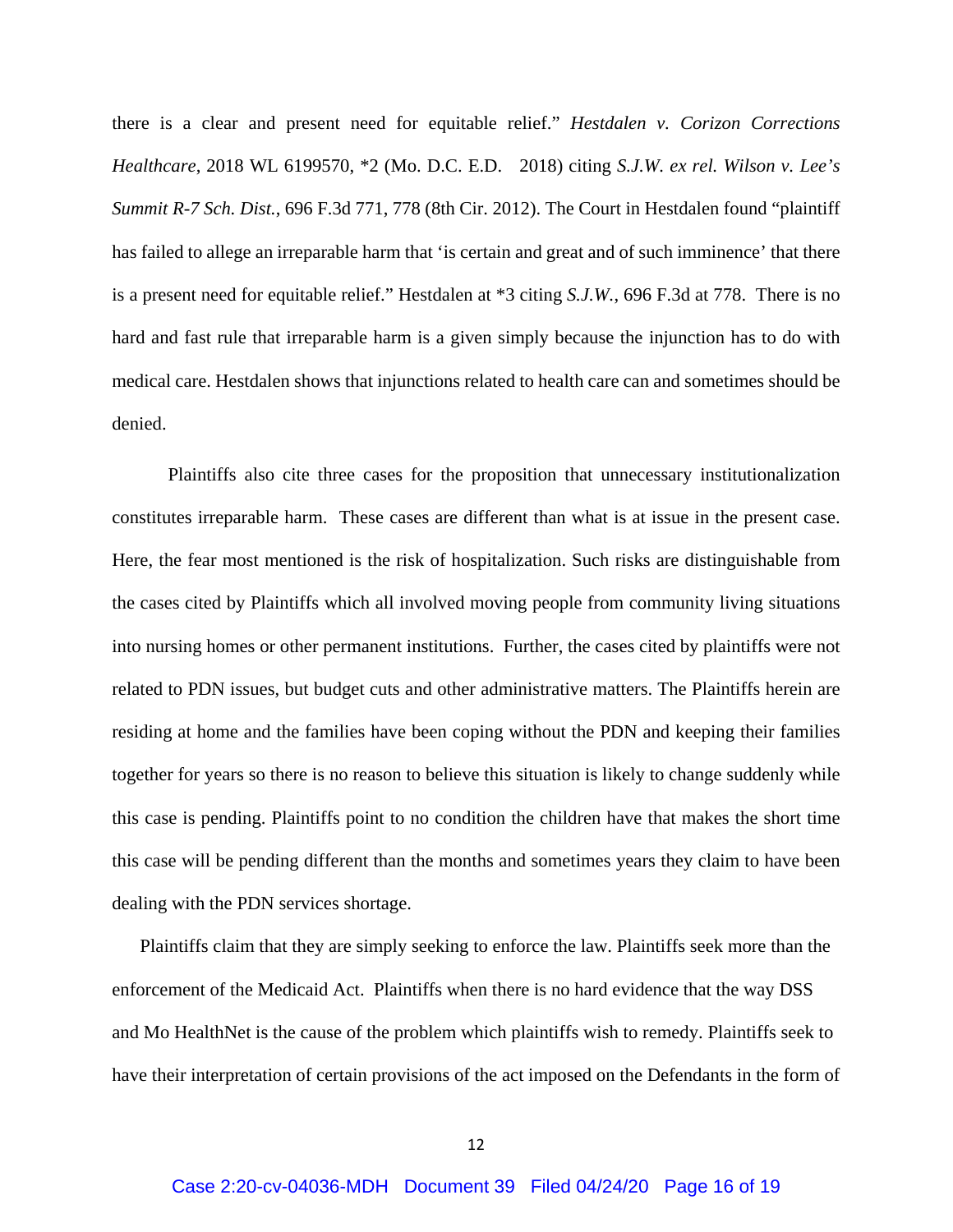there is a clear and present need for equitable relief." *Hestdalen v. Corizon Corrections Healthcare*, 2018 WL 6199570, *2 (Mo. D.C. E.D.  2018) citing *S.J.W. ex rel. Wilson v. Lee's Summit R-7 Sch. Dist.*, 696 F.3d 771, 778 (8th Cir. 2012). The Court in Hestdalen found "plaintiff has failed to allege an irreparable harm that 'is certain and great and of such imminence' that there is a present need for equitable relief." Hestdalen at *3 citing *S.J.W.*, 696 F.3d at 778. There is no hard and fast rule that irreparable harm is a given simply because the injunction has to do with medical care. Hestdalen shows that injunctions related to health care can and sometimes should be denied.

Plaintiffs also cite three cases for the proposition that unnecessary institutionalization constitutes irreparable harm. These cases are different than what is at issue in the present case. Here, the fear most mentioned is the risk of hospitalization. Such risks are distinguishable from the cases cited by Plaintiffs which all involved moving people from community living situations into nursing homes or other permanent institutions. Further, the cases cited by plaintiffs were not related to PDN issues, but budget cuts and other administrative matters. The Plaintiffs herein are residing at home and the families have been coping without the PDN and keeping their families together for years so there is no reason to believe this situation is likely to change suddenly while this case is pending. Plaintiffs point to no condition the children have that makes the short time this case will be pending different than the months and sometimes years they claim to have been dealing with the PDN services shortage.

Plaintiffs claim that they are simply seeking to enforce the law. Plaintiffs seek more than the enforcement of the Medicaid Act. Plaintiffs when there is no hard evidence that the way DSS and Mo HealthNet is the cause of the problem which plaintiffs wish to remedy. Plaintiffs seek to have their interpretation of certain provisions of the act imposed on the Defendants in the form of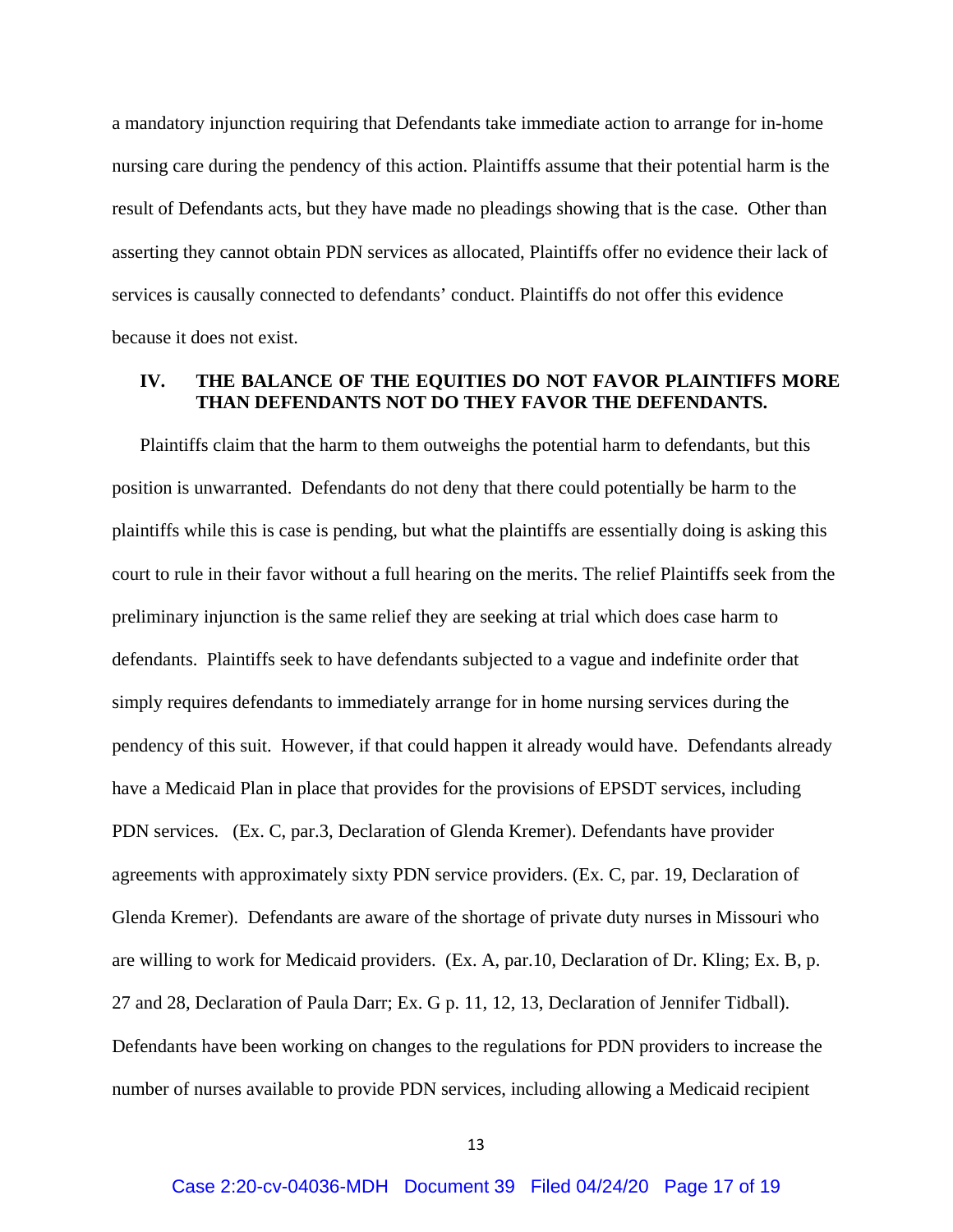a mandatory injunction requiring that Defendants take immediate action to arrange for in-home nursing care during the pendency of this action. Plaintiffs assume that their potential harm is the result of Defendants acts, but they have made no pleadings showing that is the case. Other than asserting they cannot obtain PDN services as allocated, Plaintiffs offer no evidence their lack of services is causally connected to defendants' conduct. Plaintiffs do not offer this evidence because it does not exist.

## IV. THE BALANCE OF THE EQUITIES DO NOT FAVOR PLAINTIFFS MORE THAN DEFENDANTS NOT DO THEY FAVOR THE DEFENDANTS.

Plaintiffs claim that the harm to them outweighs the potential harm to defendants, but this position is unwarranted. Defendants do not deny that there could potentially be harm to the plaintiffs while this is case is pending, but what the plaintiffs are essentially doing is asking this court to rule in their favor without a full hearing on the merits. The relief Plaintiffs seek from the preliminary injunction is the same relief they are seeking at trial which does case harm to defendants. Plaintiffs seek to have defendants subjected to a vague and indefinite order that simply requires defendants to immediately arrange for in home nursing services during the pendency of this suit. However, if that could happen it already would have. Defendants already have a Medicaid Plan in place that provides for the provisions of EPSDT services, including PDN services. (Ex. C, par.3, Declaration of Glenda Kremer). Defendants have provider agreements with approximately sixty PDN service providers. (Ex. C, par. 19, Declaration of Glenda Kremer). Defendants are aware of the shortage of private duty nurses in Missouri who are willing to work for Medicaid providers. (Ex. A, par.10, Declaration of Dr. Kling; Ex. B, p. 27 and 28, Declaration of Paula Darr; Ex. G p. 11, 12, 13, Declaration of Jennifer Tidball). Defendants have been working on changes to the regulations for PDN providers to increase the number of nurses available to provide PDN services, including allowing a Medicaid recipient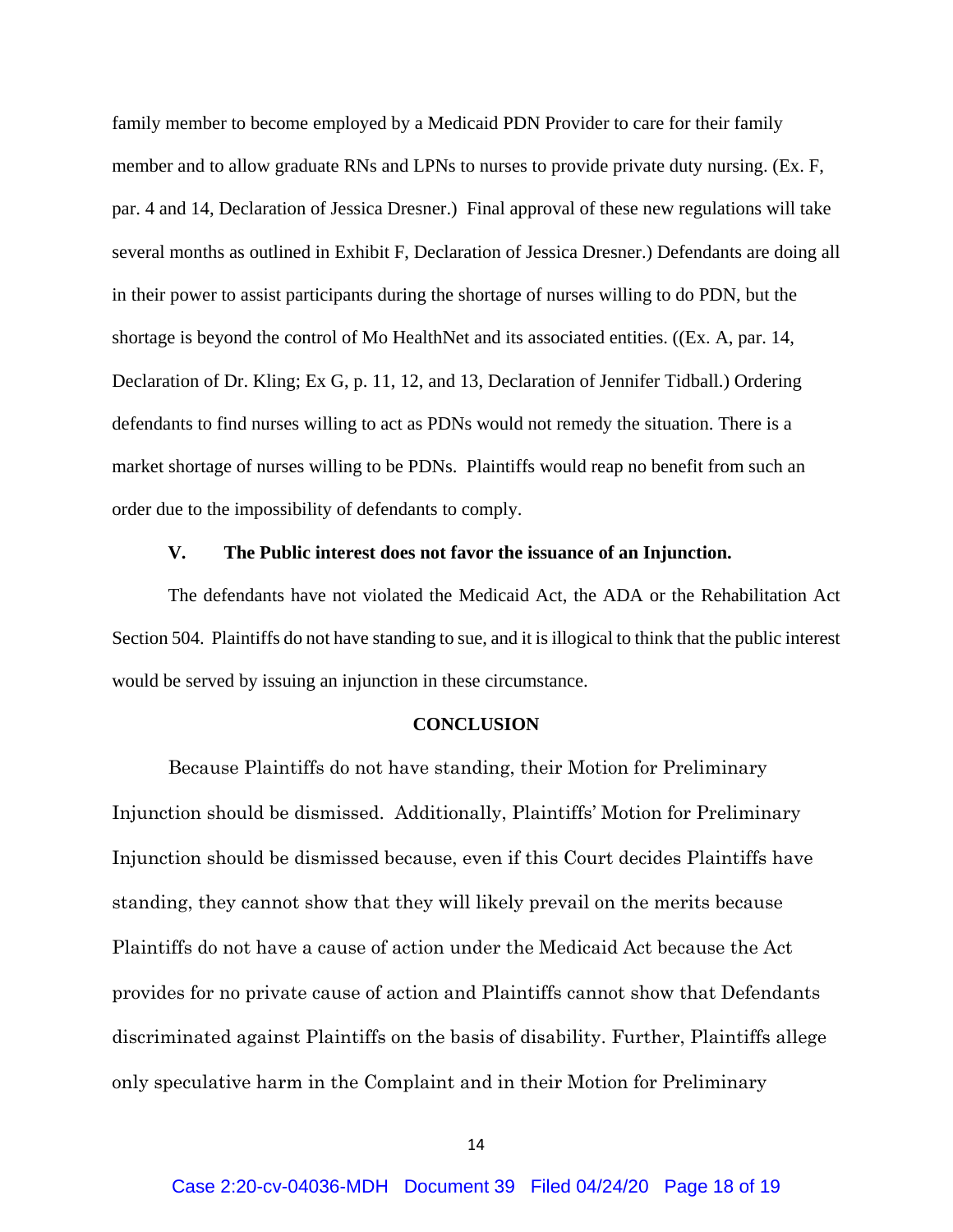family member to become employed by a Medicaid PDN Provider to care for their family member and to allow graduate RNs and LPNs to nurses to provide private duty nursing. (Ex. F, par. 4 and 14, Declaration of Jessica Dresner.) Final approval of these new regulations will take several months as outlined in Exhibit F, Declaration of Jessica Dresner.) Defendants are doing all in their power to assist participants during the shortage of nurses willing to do PDN, but the shortage is beyond the control of Mo HealthNet and its associated entities. ((Ex. A, par. 14, Declaration of Dr. Kling; Ex G, p. 11, 12, and 13, Declaration of Jennifer Tidball.) Ordering defendants to find nurses willing to act as PDNs would not remedy the situation. There is a market shortage of nurses willing to be PDNs. Plaintiffs would reap no benefit from such an order due to the impossibility of defendants to comply.

### V. The Public interest does not favor the issuance of an Injunction.

The defendants have not violated the Medicaid Act, the ADA or the Rehabilitation Act Section 504. Plaintiffs do not have standing to sue, and it is illogical to think that the public interest would be served by issuing an injunction in these circumstance.

## CONCLUSION

Because Plaintiffs do not have standing, their Motion for Preliminary Injunction should be dismissed. Additionally, Plaintiffs' Motion for Preliminary Injunction should be dismissed because, even if this Court decides Plaintiffs have standing, they cannot show that they will likely prevail on the merits because Plaintiffs do not have a cause of action under the Medicaid Act because the Act provides for no private cause of action and Plaintiffs cannot show that Defendants discriminated against Plaintiffs on the basis of disability. Further, Plaintiffs allege only speculative harm in the Complaint and in their Motion for Preliminary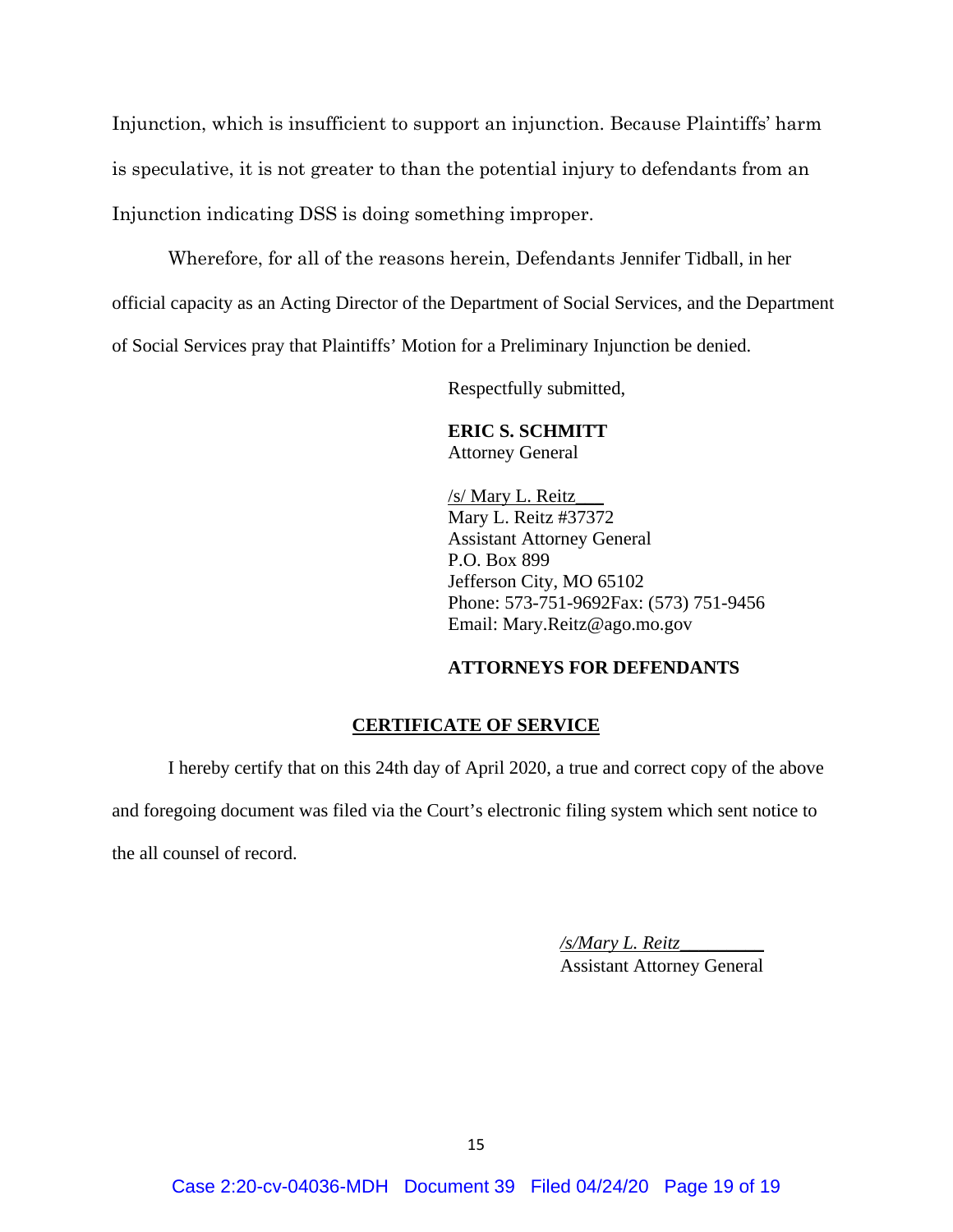Injunction, which is insufficient to support an injunction. Because Plaintiffs' harm is speculative, it is not greater to than the potential injury to defendants from an Injunction indicating DSS is doing something improper.

Wherefore, for all of the reasons herein, Defendants Jennifer Tidball, in her official capacity as an Acting Director of the Department of Social Services, and the Department of Social Services pray that Plaintiffs' Motion for a Preliminary Injunction be denied.

Respectfully submitted,

**ERIC S. SCHMITT**
Attorney General

/s/ Mary L. Reitz___
Mary L. Reitz #37372
Assistant Attorney General
P.O. Box 899
Jefferson City, MO 65102
Phone: 573-751-9692Fax: (573) 751-9456
Email: Mary.Reitz@ago.mo.gov

**ATTORNEYS FOR DEFENDANTS**

**CERTIFICATE OF SERVICE**

I hereby certify that on this 24th day of April 2020, a true and correct copy of the above and foregoing document was filed via the Court's electronic filing system which sent notice to the all counsel of record.

*/s/Mary L. Reitz_________*
Assistant Attorney General